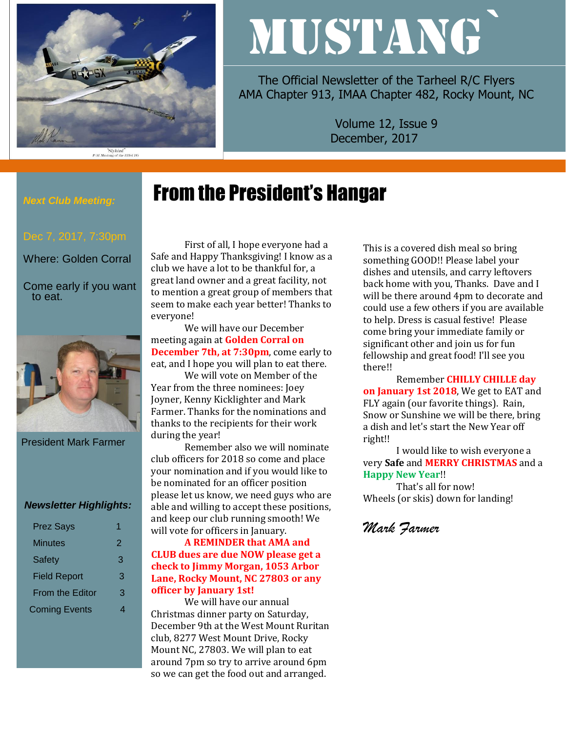# MUSTANG`

The Official Newsletter of the Tarheel R/C Flyers
AMA Chapter 913, IMAA Chapter 482, Rocky Mount, NC

Volume 12, Issue 9
December, 2017

***Next Club Meeting:***

Dec 7, 2017, 7:30pm

Where: Golden Corral

Come early if you want to eat.

President Mark Farmer

***Newsletter Highlights:***

| | |
|---|---|
| Prez Says | 1 |
| Minutes | 2 |
| Safety | 3 |
| Field Report | 3 |
| From the Editor | 3 |
| Coming Events | 4 |

## From the President's Hangar

First of all, I hope everyone had a Safe and Happy Thanksgiving! I know as a club we have a lot to be thankful for, a great land owner and a great facility, not to mention a great group of members that seem to make each year better! Thanks to everyone!

We will have our December meeting again at **Golden Corral on December 7th, at 7:30pm**, come early to eat, and I hope you will plan to eat there.

We will vote on Member of the Year from the three nominees: Joey Joyner, Kenny Kicklighter and Mark Farmer. Thanks for the nominations and thanks to the recipients for their work during the year!

Remember also we will nominate club officers for 2018 so come and place your nomination and if you would like to be nominated for an officer position please let us know, we need guys who are able and willing to accept these positions, and keep our club running smooth! We will vote for officers in January.

**A REMINDER that AMA and CLUB dues are due NOW please get a check to Jimmy Morgan, 1053 Arbor Lane, Rocky Mount, NC 27803 or any officer by January 1st!**

We will have our annual Christmas dinner party on Saturday, December 9th at the West Mount Ruritan club, 8277 West Mount Drive, Rocky Mount NC, 27803. We will plan to eat around 7pm so try to arrive around 6pm so we can get the food out and arranged. This is a covered dish meal so bring something GOOD!! Please label your dishes and utensils, and carry leftovers back home with you, Thanks. Dave and I will be there around 4pm to decorate and could use a few others if you are available to help. Dress is casual festive! Please come bring your immediate family or significant other and join us for fun fellowship and great food! I'll see you there!!

Remember **CHILLY CHILLE day on January 1st 2018**, We get to EAT and FLY again (our favorite things). Rain, Snow or Sunshine we will be there, bring a dish and let's start the New Year off right!!

I would like to wish everyone a very **Safe** and **MERRY CHRISTMAS** and a **Happy New Year**!!

That's all for now!
Wheels (or skis) down for landing!

*Mark Farmer*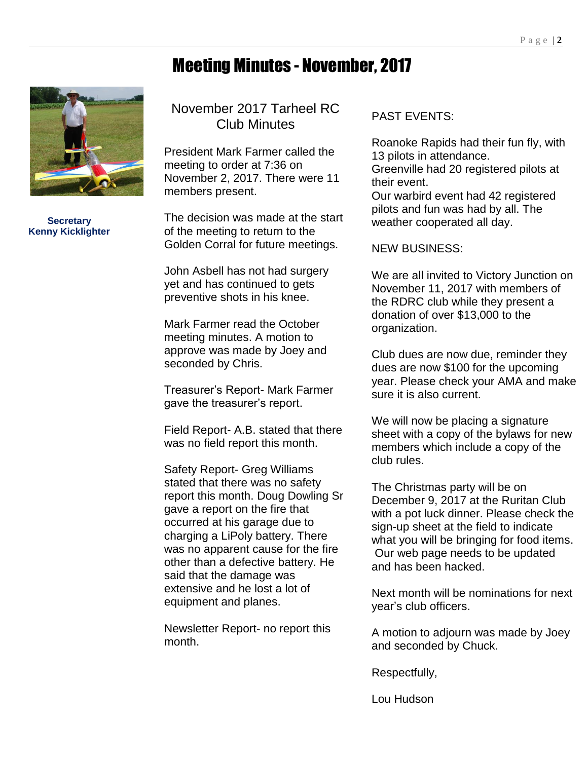# Meeting Minutes - November, 2017

**Secretary**
**Kenny Kicklighter**

## November 2017 Tarheel RC Club Minutes

President Mark Farmer called the meeting to order at 7:36 on November 2, 2017. There were 11 members present.

The decision was made at the start of the meeting to return to the Golden Corral for future meetings.

John Asbell has not had surgery yet and has continued to gets preventive shots in his knee.

Mark Farmer read the October meeting minutes. A motion to approve was made by Joey and seconded by Chris.

Treasurer's Report- Mark Farmer gave the treasurer's report.

Field Report- A.B. stated that there was no field report this month.

Safety Report- Greg Williams stated that there was no safety report this month. Doug Dowling Sr gave a report on the fire that occurred at his garage due to charging a LiPoly battery. There was no apparent cause for the fire other than a defective battery. He said that the damage was extensive and he lost a lot of equipment and planes.

Newsletter Report- no report this month.

PAST EVENTS:

Roanoke Rapids had their fun fly, with 13 pilots in attendance.
Greenville had 20 registered pilots at their event.
Our warbird event had 42 registered pilots and fun was had by all. The weather cooperated all day.

NEW BUSINESS:

We are all invited to Victory Junction on November 11, 2017 with members of the RDRC club while they present a donation of over $13,000 to the organization.

Club dues are now due, reminder they dues are now $100 for the upcoming year. Please check your AMA and make sure it is also current.

We will now be placing a signature sheet with a copy of the bylaws for new members which include a copy of the club rules.

The Christmas party will be on December 9, 2017 at the Ruritan Club with a pot luck dinner. Please check the sign-up sheet at the field to indicate what you will be bringing for food items. Our web page needs to be updated and has been hacked.

Next month will be nominations for next year's club officers.

A motion to adjourn was made by Joey and seconded by Chuck.

Respectfully,

Lou Hudson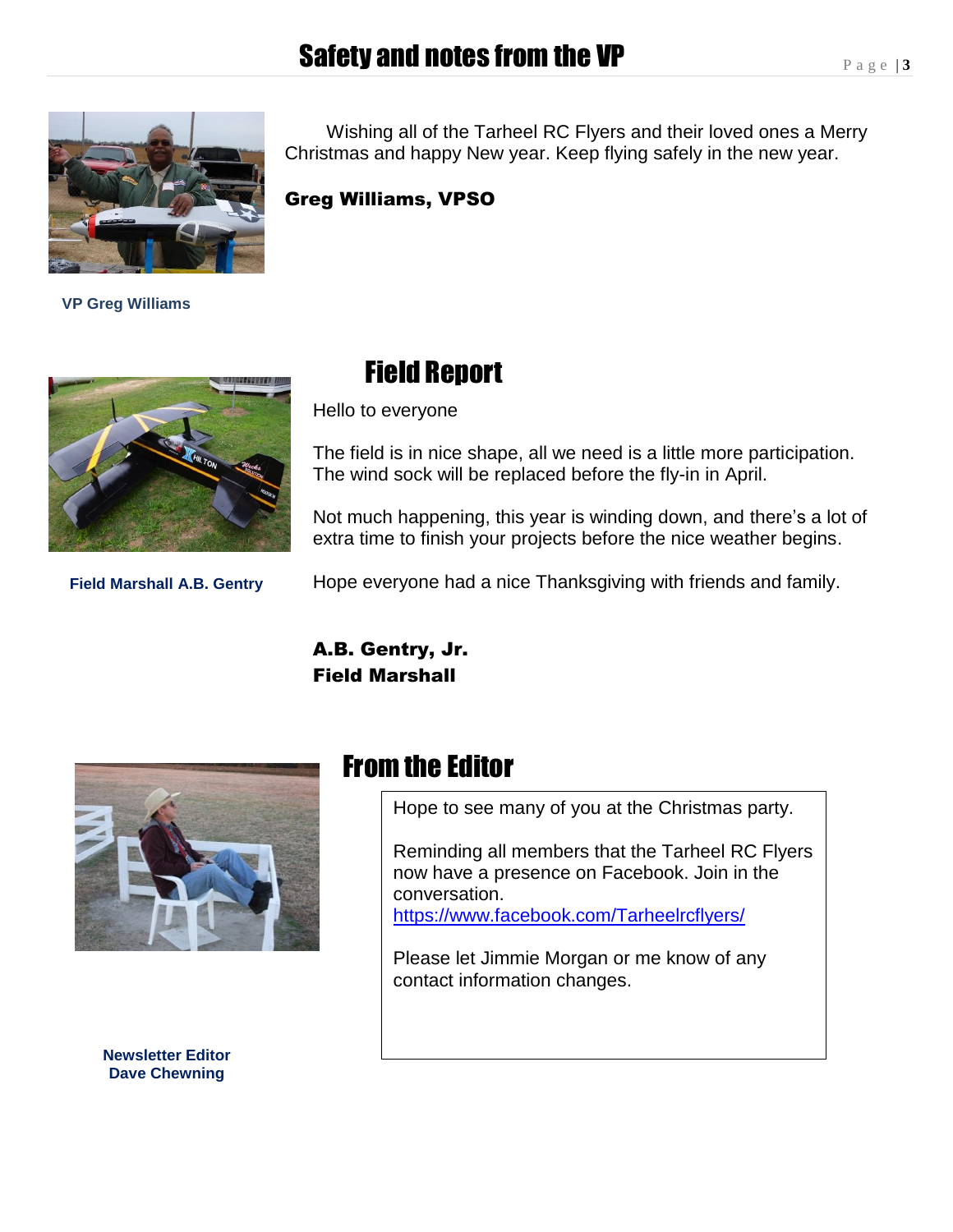# Safety and notes from the VP

VP Greg Williams

Wishing all of the Tarheel RC Flyers and their loved ones a Merry Christmas and happy New year. Keep flying safely in the new year.

**Greg Williams, VPSO**

## Field Report

Field Marshall A.B. Gentry

Hello to everyone

The field is in nice shape, all we need is a little more participation. The wind sock will be replaced before the fly-in in April.

Not much happening, this year is winding down, and there's a lot of extra time to finish your projects before the nice weather begins.

Hope everyone had a nice Thanksgiving with friends and family.

**A.B. Gentry, Jr.**
**Field Marshall**

## From the Editor

Newsletter Editor
Dave Chewning

Hope to see many of you at the Christmas party.

Reminding all members that the Tarheel RC Flyers now have a presence on Facebook. Join in the conversation.
https://www.facebook.com/Tarheelrcflyers/

Please let Jimmie Morgan or me know of any contact information changes.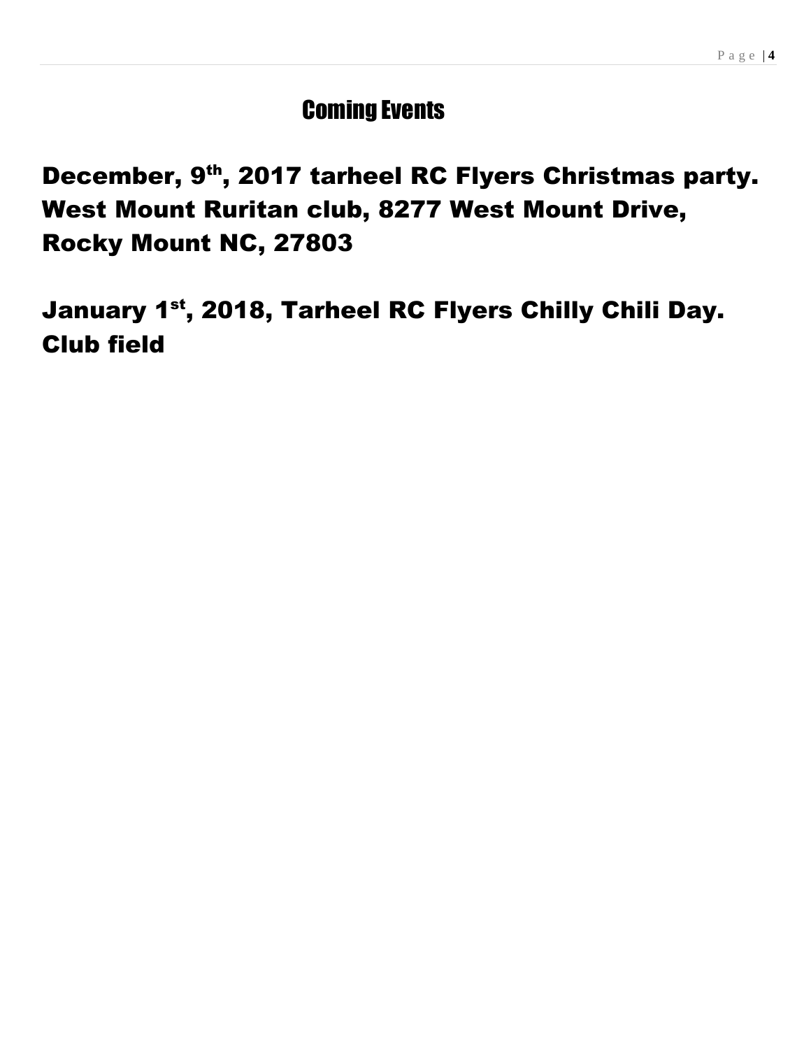## Coming Events

**December, 9th, 2017 tarheel RC Flyers Christmas party. West Mount Ruritan club, 8277 West Mount Drive, Rocky Mount NC, 27803**

**January 1st, 2018, Tarheel RC Flyers Chilly Chili Day. Club field**